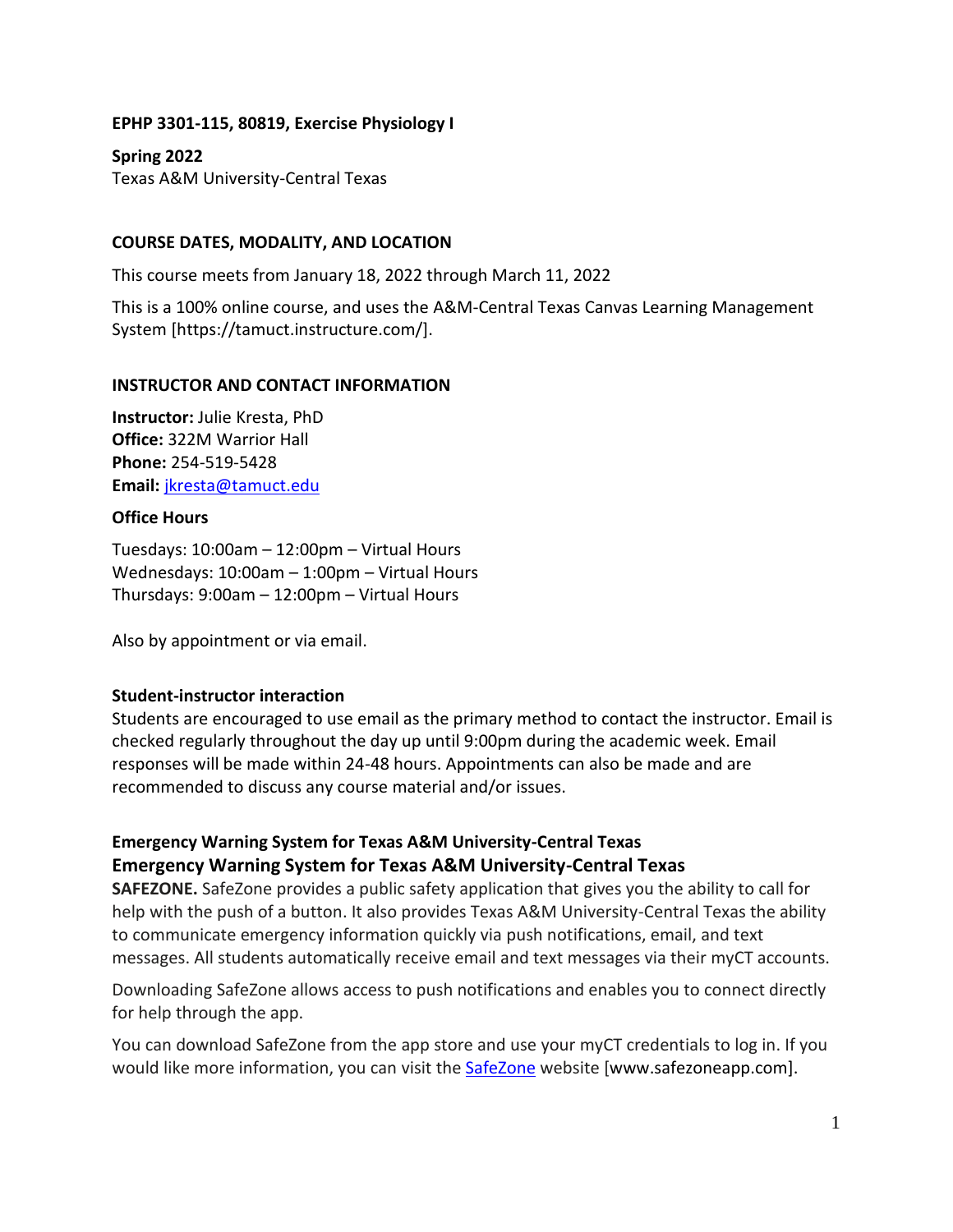**EPHP 3301-115, 80819, Exercise Physiology I**

**Spring 2022**
Texas A&M University-Central Texas

## COURSE DATES, MODALITY, AND LOCATION

This course meets from January 18, 2022 through March 11, 2022

This is a 100% online course, and uses the A&M-Central Texas Canvas Learning Management System [https://tamuct.instructure.com/].

## INSTRUCTOR AND CONTACT INFORMATION

**Instructor:** Julie Kresta, PhD
**Office:** 322M Warrior Hall
**Phone:** 254-519-5428
**Email:** jkresta@tamuct.edu

### Office Hours

Tuesdays: 10:00am – 12:00pm – Virtual Hours
Wednesdays: 10:00am – 1:00pm – Virtual Hours
Thursdays: 9:00am – 12:00pm – Virtual Hours

Also by appointment or via email.

### Student-instructor interaction

Students are encouraged to use email as the primary method to contact the instructor. Email is checked regularly throughout the day up until 9:00pm during the academic week. Email responses will be made within 24-48 hours. Appointments can also be made and are recommended to discuss any course material and/or issues.

### Emergency Warning System for Texas A&M University-Central Texas

### Emergency Warning System for Texas A&M University-Central Texas

**SAFEZONE.** SafeZone provides a public safety application that gives you the ability to call for help with the push of a button. It also provides Texas A&M University-Central Texas the ability to communicate emergency information quickly via push notifications, email, and text messages. All students automatically receive email and text messages via their myCT accounts.

Downloading SafeZone allows access to push notifications and enables you to connect directly for help through the app.

You can download SafeZone from the app store and use your myCT credentials to log in. If you would like more information, you can visit the SafeZone website [www.safezoneapp.com].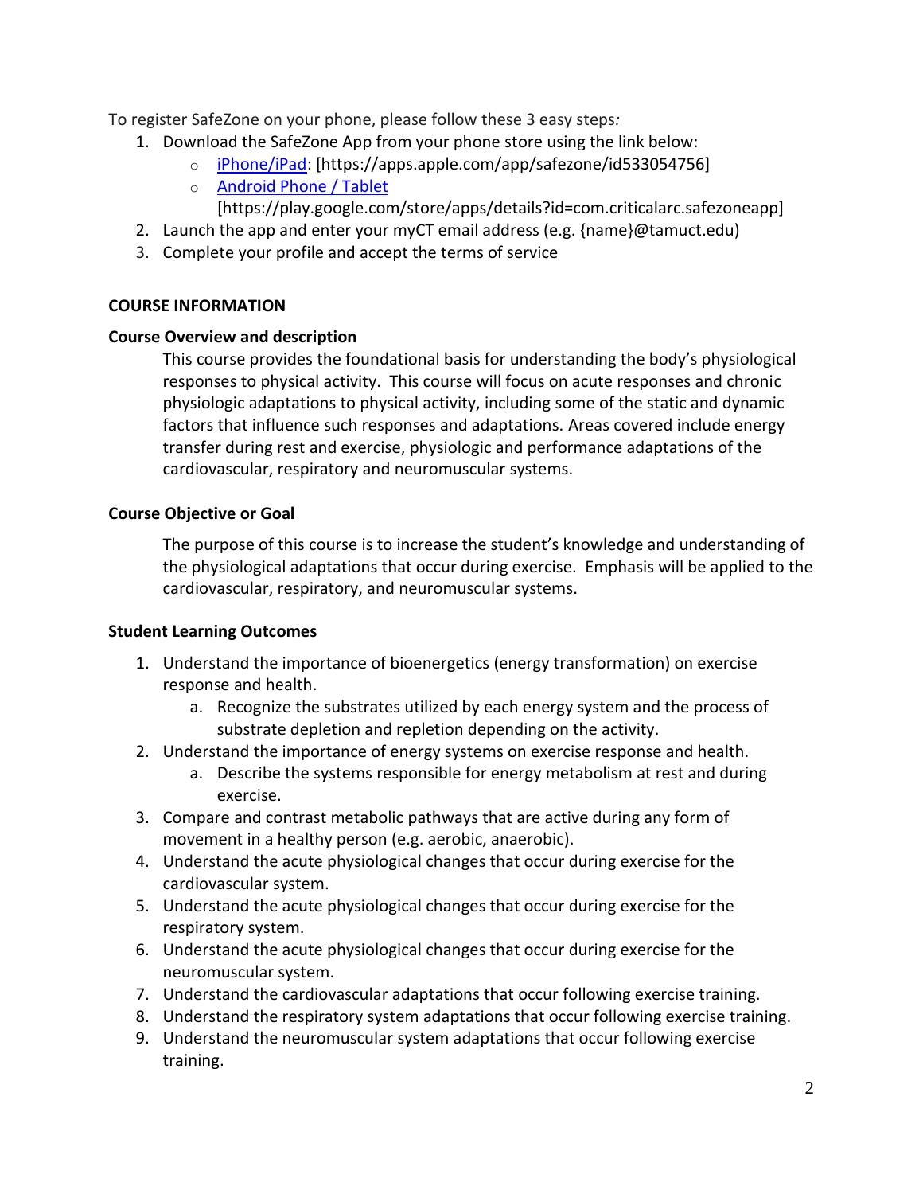To register SafeZone on your phone, please follow these 3 easy steps*:*

1. Download the SafeZone App from your phone store using the link below:
   - [iPhone/iPad](https://apps.apple.com/app/safezone/id533054756): [https://apps.apple.com/app/safezone/id533054756]
   - [Android Phone / Tablet](https://play.google.com/store/apps/details?id=com.criticalarc.safezoneapp) [https://play.google.com/store/apps/details?id=com.criticalarc.safezoneapp]
2. Launch the app and enter your myCT email address (e.g. {name}@tamuct.edu)
3. Complete your profile and accept the terms of service

## COURSE INFORMATION

### Course Overview and description

This course provides the foundational basis for understanding the body's physiological responses to physical activity. This course will focus on acute responses and chronic physiologic adaptations to physical activity, including some of the static and dynamic factors that influence such responses and adaptations. Areas covered include energy transfer during rest and exercise, physiologic and performance adaptations of the cardiovascular, respiratory and neuromuscular systems.

### Course Objective or Goal

The purpose of this course is to increase the student's knowledge and understanding of the physiological adaptations that occur during exercise. Emphasis will be applied to the cardiovascular, respiratory, and neuromuscular systems.

### Student Learning Outcomes

1. Understand the importance of bioenergetics (energy transformation) on exercise response and health.
   a. Recognize the substrates utilized by each energy system and the process of substrate depletion and repletion depending on the activity.
2. Understand the importance of energy systems on exercise response and health.
   a. Describe the systems responsible for energy metabolism at rest and during exercise.
3. Compare and contrast metabolic pathways that are active during any form of movement in a healthy person (e.g. aerobic, anaerobic).
4. Understand the acute physiological changes that occur during exercise for the cardiovascular system.
5. Understand the acute physiological changes that occur during exercise for the respiratory system.
6. Understand the acute physiological changes that occur during exercise for the neuromuscular system.
7. Understand the cardiovascular adaptations that occur following exercise training.
8. Understand the respiratory system adaptations that occur following exercise training.
9. Understand the neuromuscular system adaptations that occur following exercise training.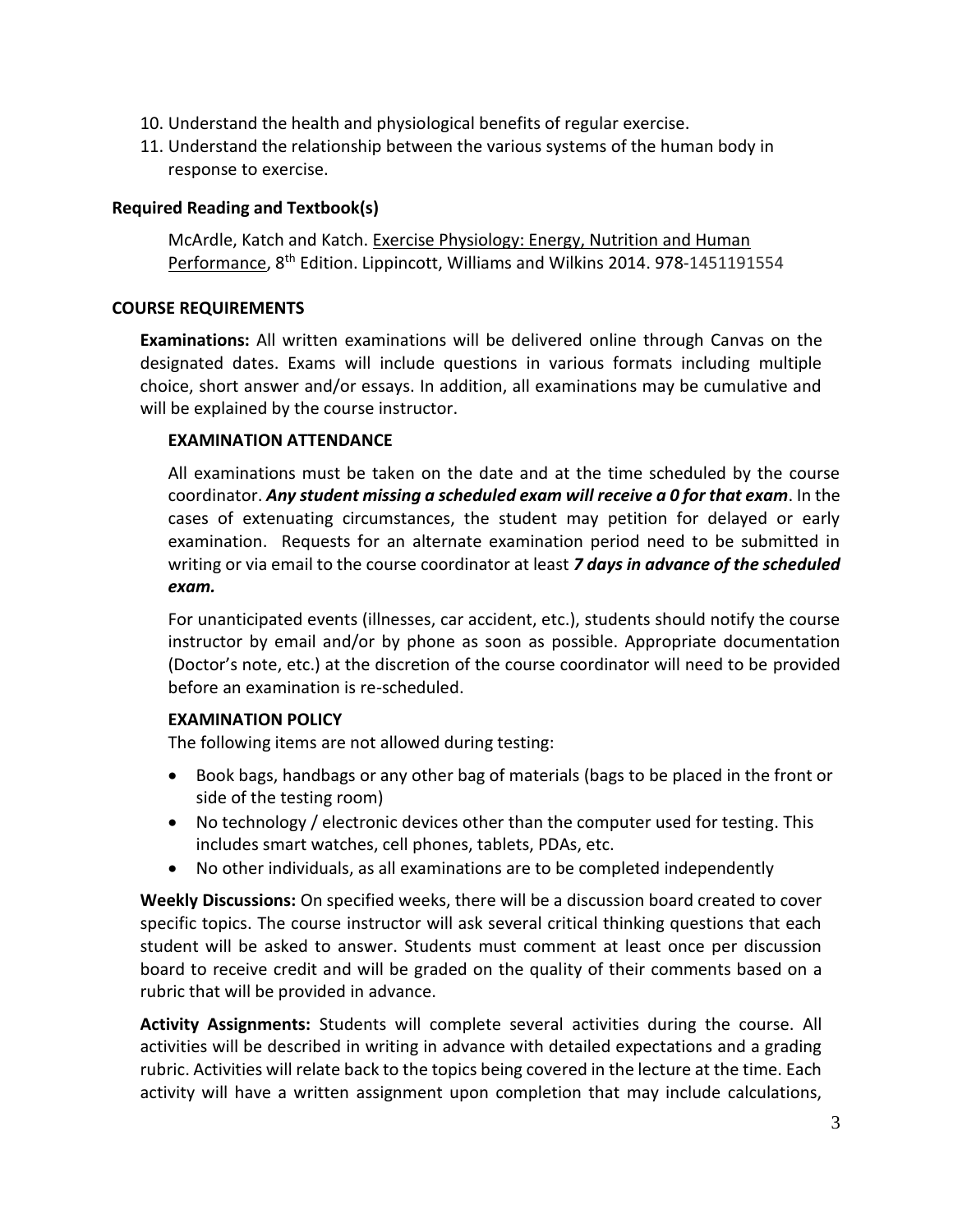10. Understand the health and physiological benefits of regular exercise.
11. Understand the relationship between the various systems of the human body in response to exercise.

### Required Reading and Textbook(s)

McArdle, Katch and Katch. Exercise Physiology: Energy, Nutrition and Human Performance, 8th Edition. Lippincott, Williams and Wilkins 2014. 978-1451191554

## COURSE REQUIREMENTS

**Examinations:** All written examinations will be delivered online through Canvas on the designated dates. Exams will include questions in various formats including multiple choice, short answer and/or essays. In addition, all examinations may be cumulative and will be explained by the course instructor.

### EXAMINATION ATTENDANCE

All examinations must be taken on the date and at the time scheduled by the course coordinator. ***Any student missing a scheduled exam will receive a 0 for that exam***. In the cases of extenuating circumstances, the student may petition for delayed or early examination. Requests for an alternate examination period need to be submitted in writing or via email to the course coordinator at least ***7 days in advance of the scheduled exam.***

For unanticipated events (illnesses, car accident, etc.), students should notify the course instructor by email and/or by phone as soon as possible. Appropriate documentation (Doctor's note, etc.) at the discretion of the course coordinator will need to be provided before an examination is re-scheduled.

### EXAMINATION POLICY

The following items are not allowed during testing:

- Book bags, handbags or any other bag of materials (bags to be placed in the front or side of the testing room)
- No technology / electronic devices other than the computer used for testing. This includes smart watches, cell phones, tablets, PDAs, etc.
- No other individuals, as all examinations are to be completed independently

**Weekly Discussions:** On specified weeks, there will be a discussion board created to cover specific topics. The course instructor will ask several critical thinking questions that each student will be asked to answer. Students must comment at least once per discussion board to receive credit and will be graded on the quality of their comments based on a rubric that will be provided in advance.

**Activity Assignments:** Students will complete several activities during the course. All activities will be described in writing in advance with detailed expectations and a grading rubric. Activities will relate back to the topics being covered in the lecture at the time. Each activity will have a written assignment upon completion that may include calculations,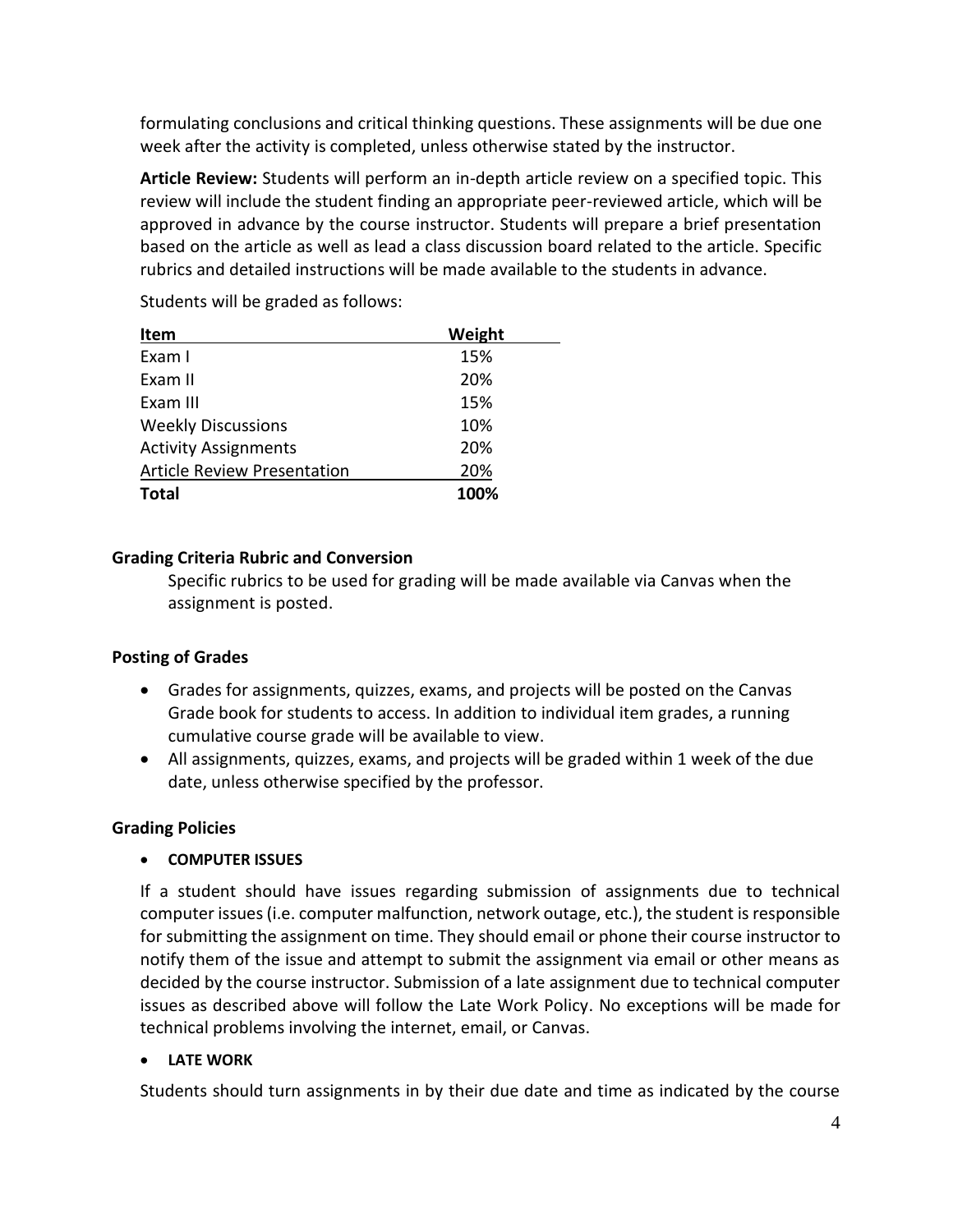formulating conclusions and critical thinking questions. These assignments will be due one week after the activity is completed, unless otherwise stated by the instructor.

**Article Review:** Students will perform an in-depth article review on a specified topic. This review will include the student finding an appropriate peer-reviewed article, which will be approved in advance by the course instructor. Students will prepare a brief presentation based on the article as well as lead a class discussion board related to the article. Specific rubrics and detailed instructions will be made available to the students in advance.

Students will be graded as follows:

| Item | Weight |
|---|---|
| Exam I | 15% |
| Exam II | 20% |
| Exam III | 15% |
| Weekly Discussions | 10% |
| Activity Assignments | 20% |
| Article Review Presentation | 20% |
| **Total** | **100%** |

### Grading Criteria Rubric and Conversion

Specific rubrics to be used for grading will be made available via Canvas when the assignment is posted.

### Posting of Grades

- Grades for assignments, quizzes, exams, and projects will be posted on the Canvas Grade book for students to access. In addition to individual item grades, a running cumulative course grade will be available to view.
- All assignments, quizzes, exams, and projects will be graded within 1 week of the due date, unless otherwise specified by the professor.

### Grading Policies

- **COMPUTER ISSUES**

If a student should have issues regarding submission of assignments due to technical computer issues (i.e. computer malfunction, network outage, etc.), the student is responsible for submitting the assignment on time. They should email or phone their course instructor to notify them of the issue and attempt to submit the assignment via email or other means as decided by the course instructor. Submission of a late assignment due to technical computer issues as described above will follow the Late Work Policy. No exceptions will be made for technical problems involving the internet, email, or Canvas.

- **LATE WORK**

Students should turn assignments in by their due date and time as indicated by the course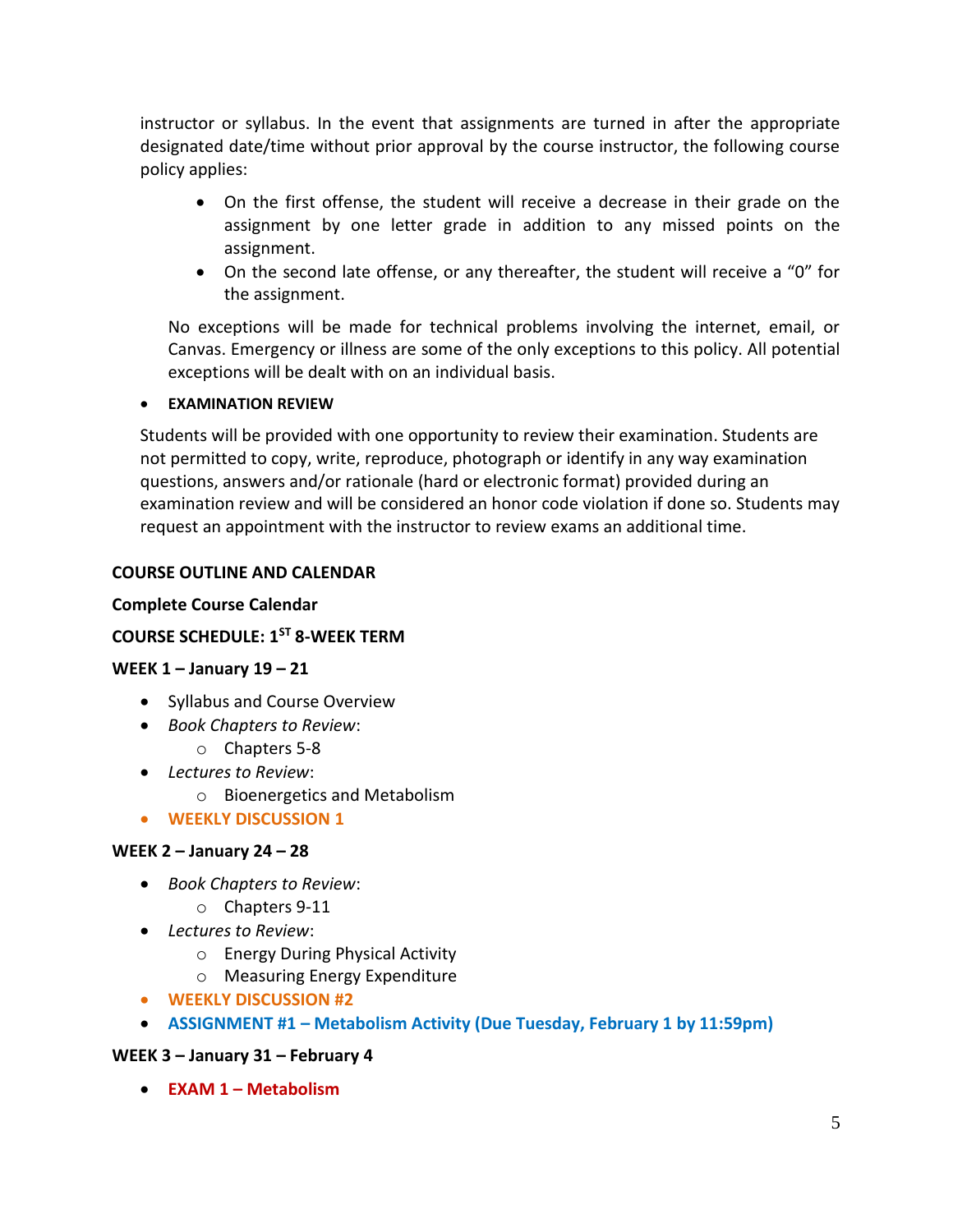instructor or syllabus. In the event that assignments are turned in after the appropriate designated date/time without prior approval by the course instructor, the following course policy applies:

- On the first offense, the student will receive a decrease in their grade on the assignment by one letter grade in addition to any missed points on the assignment.
- On the second late offense, or any thereafter, the student will receive a "0" for the assignment.

No exceptions will be made for technical problems involving the internet, email, or Canvas. Emergency or illness are some of the only exceptions to this policy. All potential exceptions will be dealt with on an individual basis.

- **EXAMINATION REVIEW**

Students will be provided with one opportunity to review their examination. Students are not permitted to copy, write, reproduce, photograph or identify in any way examination questions, answers and/or rationale (hard or electronic format) provided during an examination review and will be considered an honor code violation if done so. Students may request an appointment with the instructor to review exams an additional time.

**COURSE OUTLINE AND CALENDAR**

**Complete Course Calendar**

**COURSE SCHEDULE: 1ST 8-WEEK TERM**

**WEEK 1 – January 19 – 21**

- Syllabus and Course Overview
- *Book Chapters to Review*:
  - Chapters 5-8
- *Lectures to Review*:
  - Bioenergetics and Metabolism
- **WEEKLY DISCUSSION 1**

**WEEK 2 – January 24 – 28**

- *Book Chapters to Review*:
  - Chapters 9-11
- *Lectures to Review*:
  - Energy During Physical Activity
  - Measuring Energy Expenditure
- **WEEKLY DISCUSSION #2**
- **ASSIGNMENT #1 – Metabolism Activity (Due Tuesday, February 1 by 11:59pm)**

**WEEK 3 – January 31 – February 4**

- **EXAM 1 – Metabolism**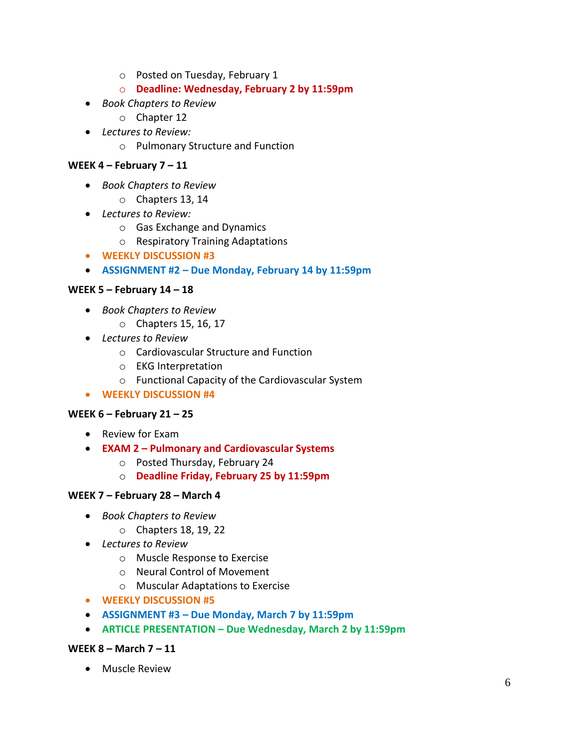- Posted on Tuesday, February 1
- **Deadline: Wednesday, February 2 by 11:59pm**

- *Book Chapters to Review*
  - Chapter 12
- *Lectures to Review:*
  - Pulmonary Structure and Function

**WEEK 4 – February 7 – 11**

- *Book Chapters to Review*
  - Chapters 13, 14
- *Lectures to Review:*
  - Gas Exchange and Dynamics
  - Respiratory Training Adaptations
- **WEEKLY DISCUSSION #3**
- **ASSIGNMENT #2 – Due Monday, February 14 by 11:59pm**

**WEEK 5 – February 14 – 18**

- *Book Chapters to Review*
  - Chapters 15, 16, 17
- *Lectures to Review*
  - Cardiovascular Structure and Function
  - EKG Interpretation
  - Functional Capacity of the Cardiovascular System
- **WEEKLY DISCUSSION #4**

**WEEK 6 – February 21 – 25**

- Review for Exam
- **EXAM 2 – Pulmonary and Cardiovascular Systems**
  - Posted Thursday, February 24
  - **Deadline Friday, February 25 by 11:59pm**

**WEEK 7 – February 28 – March 4**

- *Book Chapters to Review*
  - Chapters 18, 19, 22
- *Lectures to Review*
  - Muscle Response to Exercise
  - Neural Control of Movement
  - Muscular Adaptations to Exercise
- **WEEKLY DISCUSSION #5**
- **ASSIGNMENT #3 – Due Monday, March 7 by 11:59pm**
- **ARTICLE PRESENTATION – Due Wednesday, March 2 by 11:59pm**

**WEEK 8 – March 7 – 11**

- Muscle Review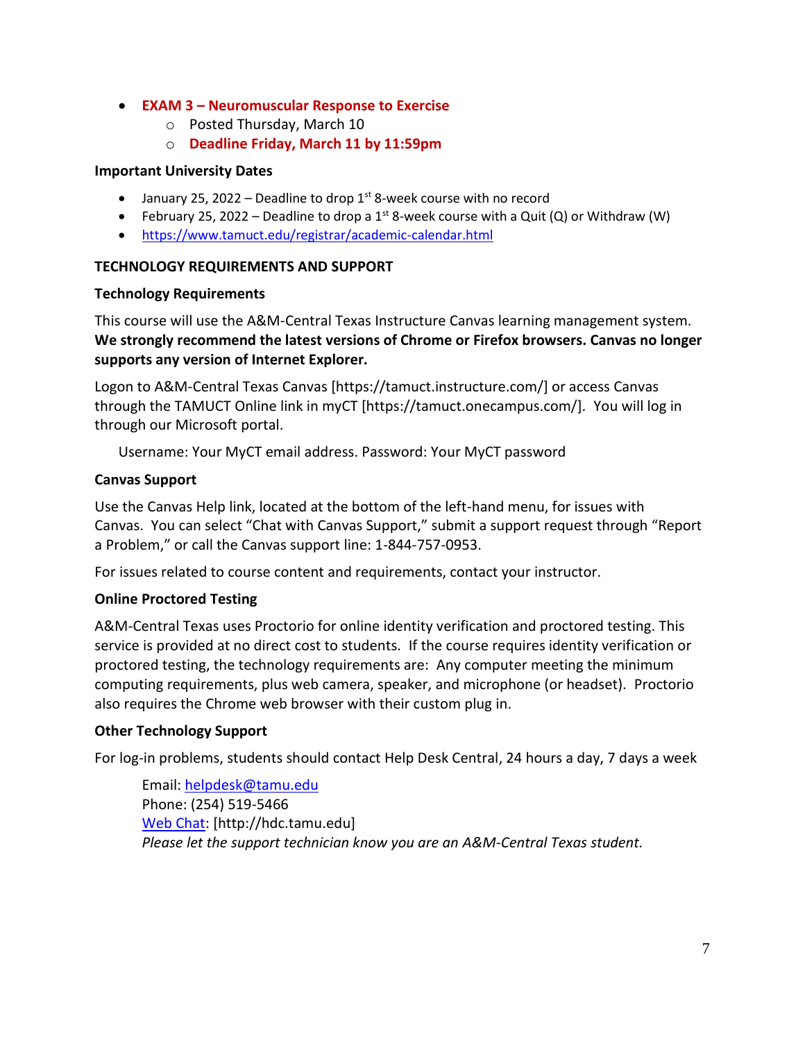- **EXAM 3 – Neuromuscular Response to Exercise**
  - Posted Thursday, March 10
  - **Deadline Friday, March 11 by 11:59pm**

**Important University Dates**

- January 25, 2022 – Deadline to drop 1st 8-week course with no record
- February 25, 2022 – Deadline to drop a 1st 8-week course with a Quit (Q) or Withdraw (W)
- https://www.tamuct.edu/registrar/academic-calendar.html

**TECHNOLOGY REQUIREMENTS AND SUPPORT**

**Technology Requirements**

This course will use the A&M-Central Texas Instructure Canvas learning management system. **We strongly recommend the latest versions of Chrome or Firefox browsers. Canvas no longer supports any version of Internet Explorer.**

Logon to A&M-Central Texas Canvas [https://tamuct.instructure.com/] or access Canvas through the TAMUCT Online link in myCT [https://tamuct.onecampus.com/]. You will log in through our Microsoft portal.

Username: Your MyCT email address. Password: Your MyCT password

**Canvas Support**

Use the Canvas Help link, located at the bottom of the left-hand menu, for issues with Canvas. You can select "Chat with Canvas Support," submit a support request through "Report a Problem," or call the Canvas support line: 1-844-757-0953.

For issues related to course content and requirements, contact your instructor.

**Online Proctored Testing**

A&M-Central Texas uses Proctorio for online identity verification and proctored testing. This service is provided at no direct cost to students. If the course requires identity verification or proctored testing, the technology requirements are: Any computer meeting the minimum computing requirements, plus web camera, speaker, and microphone (or headset). Proctorio also requires the Chrome web browser with their custom plug in.

**Other Technology Support**

For log-in problems, students should contact Help Desk Central, 24 hours a day, 7 days a week

Email: helpdesk@tamu.edu
Phone: (254) 519-5466
Web Chat: [http://hdc.tamu.edu]
*Please let the support technician know you are an A&M-Central Texas student.*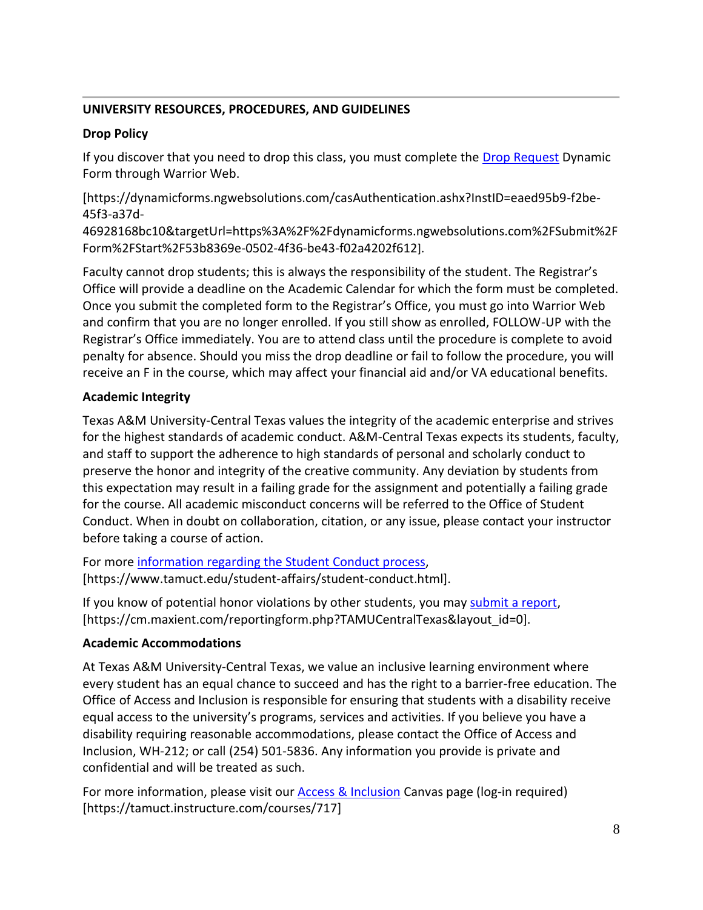## UNIVERSITY RESOURCES, PROCEDURES, AND GUIDELINES

### Drop Policy

If you discover that you need to drop this class, you must complete the Drop Request Dynamic Form through Warrior Web.

[https://dynamicforms.ngwebsolutions.com/casAuthentication.ashx?InstID=eaed95b9-f2be-45f3-a37d-46928168bc10&targetUrl=https%3A%2F%2Fdynamicforms.ngwebsolutions.com%2FSubmit%2FForm%2FStart%2F53b8369e-0502-4f36-be43-f02a4202f612].

Faculty cannot drop students; this is always the responsibility of the student. The Registrar's Office will provide a deadline on the Academic Calendar for which the form must be completed. Once you submit the completed form to the Registrar's Office, you must go into Warrior Web and confirm that you are no longer enrolled. If you still show as enrolled, FOLLOW-UP with the Registrar's Office immediately. You are to attend class until the procedure is complete to avoid penalty for absence. Should you miss the drop deadline or fail to follow the procedure, you will receive an F in the course, which may affect your financial aid and/or VA educational benefits.

### Academic Integrity

Texas A&M University-Central Texas values the integrity of the academic enterprise and strives for the highest standards of academic conduct. A&M-Central Texas expects its students, faculty, and staff to support the adherence to high standards of personal and scholarly conduct to preserve the honor and integrity of the creative community. Any deviation by students from this expectation may result in a failing grade for the assignment and potentially a failing grade for the course. All academic misconduct concerns will be referred to the Office of Student Conduct. When in doubt on collaboration, citation, or any issue, please contact your instructor before taking a course of action.

For more information regarding the Student Conduct process, [https://www.tamuct.edu/student-affairs/student-conduct.html].

If you know of potential honor violations by other students, you may submit a report, [https://cm.maxient.com/reportingform.php?TAMUCentralTexas&layout_id=0].

### Academic Accommodations

At Texas A&M University-Central Texas, we value an inclusive learning environment where every student has an equal chance to succeed and has the right to a barrier-free education. The Office of Access and Inclusion is responsible for ensuring that students with a disability receive equal access to the university's programs, services and activities. If you believe you have a disability requiring reasonable accommodations, please contact the Office of Access and Inclusion, WH-212; or call (254) 501-5836. Any information you provide is private and confidential and will be treated as such.

For more information, please visit our Access & Inclusion Canvas page (log-in required) [https://tamuct.instructure.com/courses/717]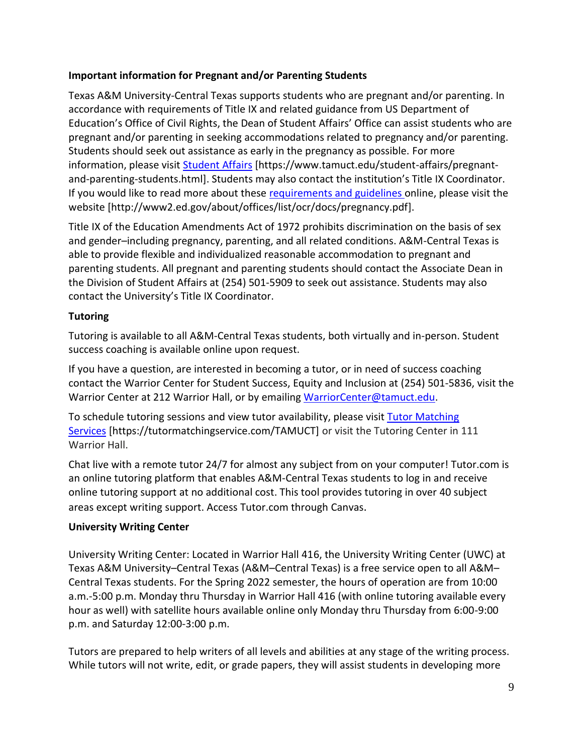**Important information for Pregnant and/or Parenting Students**

Texas A&M University-Central Texas supports students who are pregnant and/or parenting. In accordance with requirements of Title IX and related guidance from US Department of Education's Office of Civil Rights, the Dean of Student Affairs' Office can assist students who are pregnant and/or parenting in seeking accommodations related to pregnancy and/or parenting. Students should seek out assistance as early in the pregnancy as possible. For more information, please visit [Student Affairs](https://www.tamuct.edu/student-affairs/pregnant-and-parenting-students.html) [https://www.tamuct.edu/student-affairs/pregnant-and-parenting-students.html]. Students may also contact the institution's Title IX Coordinator. If you would like to read more about these [requirements and guidelines](http://www2.ed.gov/about/offices/list/ocr/docs/pregnancy.pdf) online, please visit the website [http://www2.ed.gov/about/offices/list/ocr/docs/pregnancy.pdf].

Title IX of the Education Amendments Act of 1972 prohibits discrimination on the basis of sex and gender–including pregnancy, parenting, and all related conditions. A&M-Central Texas is able to provide flexible and individualized reasonable accommodation to pregnant and parenting students. All pregnant and parenting students should contact the Associate Dean in the Division of Student Affairs at (254) 501-5909 to seek out assistance. Students may also contact the University's Title IX Coordinator.

**Tutoring**

Tutoring is available to all A&M-Central Texas students, both virtually and in-person. Student success coaching is available online upon request.

If you have a question, are interested in becoming a tutor, or in need of success coaching contact the Warrior Center for Student Success, Equity and Inclusion at (254) 501-5836, visit the Warrior Center at 212 Warrior Hall, or by emailing [WarriorCenter@tamuct.edu](mailto:WarriorCenter@tamuct.edu).

To schedule tutoring sessions and view tutor availability, please visit [Tutor Matching Services](https://tutormatchingservice.com/TAMUCT) [https://tutormatchingservice.com/TAMUCT] or visit the Tutoring Center in 111 Warrior Hall.

Chat live with a remote tutor 24/7 for almost any subject from on your computer! Tutor.com is an online tutoring platform that enables A&M-Central Texas students to log in and receive online tutoring support at no additional cost. This tool provides tutoring in over 40 subject areas except writing support. Access Tutor.com through Canvas.

**University Writing Center**

University Writing Center: Located in Warrior Hall 416, the University Writing Center (UWC) at Texas A&M University–Central Texas (A&M–Central Texas) is a free service open to all A&M–Central Texas students. For the Spring 2022 semester, the hours of operation are from 10:00 a.m.-5:00 p.m. Monday thru Thursday in Warrior Hall 416 (with online tutoring available every hour as well) with satellite hours available online only Monday thru Thursday from 6:00-9:00 p.m. and Saturday 12:00-3:00 p.m.

Tutors are prepared to help writers of all levels and abilities at any stage of the writing process. While tutors will not write, edit, or grade papers, they will assist students in developing more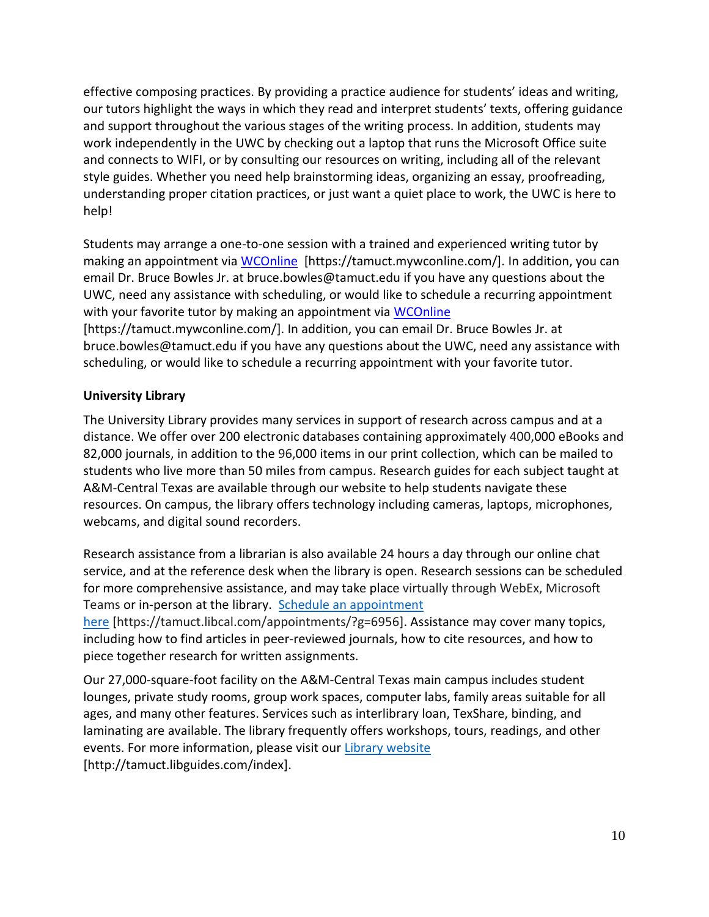effective composing practices. By providing a practice audience for students' ideas and writing, our tutors highlight the ways in which they read and interpret students' texts, offering guidance and support throughout the various stages of the writing process. In addition, students may work independently in the UWC by checking out a laptop that runs the Microsoft Office suite and connects to WIFI, or by consulting our resources on writing, including all of the relevant style guides. Whether you need help brainstorming ideas, organizing an essay, proofreading, understanding proper citation practices, or just want a quiet place to work, the UWC is here to help!

Students may arrange a one-to-one session with a trained and experienced writing tutor by making an appointment via WCOnline [https://tamuct.mywconline.com/]. In addition, you can email Dr. Bruce Bowles Jr. at bruce.bowles@tamuct.edu if you have any questions about the UWC, need any assistance with scheduling, or would like to schedule a recurring appointment with your favorite tutor by making an appointment via WCOnline [https://tamuct.mywconline.com/]. In addition, you can email Dr. Bruce Bowles Jr. at bruce.bowles@tamuct.edu if you have any questions about the UWC, need any assistance with scheduling, or would like to schedule a recurring appointment with your favorite tutor.

**University Library**

The University Library provides many services in support of research across campus and at a distance. We offer over 200 electronic databases containing approximately 400,000 eBooks and 82,000 journals, in addition to the 96,000 items in our print collection, which can be mailed to students who live more than 50 miles from campus. Research guides for each subject taught at A&M-Central Texas are available through our website to help students navigate these resources. On campus, the library offers technology including cameras, laptops, microphones, webcams, and digital sound recorders.

Research assistance from a librarian is also available 24 hours a day through our online chat service, and at the reference desk when the library is open. Research sessions can be scheduled for more comprehensive assistance, and may take place virtually through WebEx, Microsoft Teams or in-person at the library. Schedule an appointment here [https://tamuct.libcal.com/appointments/?g=6956]. Assistance may cover many topics, including how to find articles in peer-reviewed journals, how to cite resources, and how to piece together research for written assignments.

Our 27,000-square-foot facility on the A&M-Central Texas main campus includes student lounges, private study rooms, group work spaces, computer labs, family areas suitable for all ages, and many other features. Services such as interlibrary loan, TexShare, binding, and laminating are available. The library frequently offers workshops, tours, readings, and other events. For more information, please visit our Library website [http://tamuct.libguides.com/index].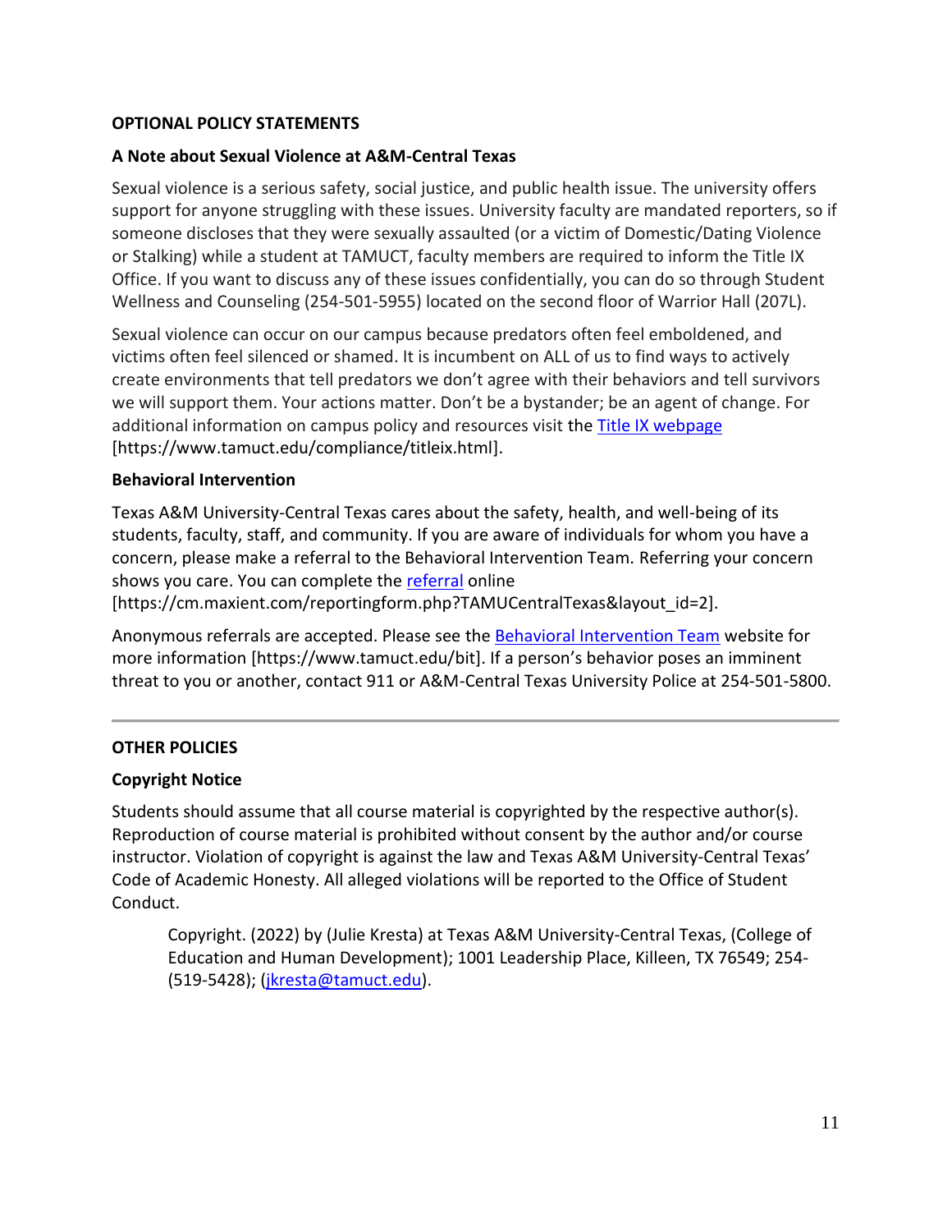**OPTIONAL POLICY STATEMENTS**

**A Note about Sexual Violence at A&M-Central Texas**

Sexual violence is a serious safety, social justice, and public health issue. The university offers support for anyone struggling with these issues. University faculty are mandated reporters, so if someone discloses that they were sexually assaulted (or a victim of Domestic/Dating Violence or Stalking) while a student at TAMUCT, faculty members are required to inform the Title IX Office. If you want to discuss any of these issues confidentially, you can do so through Student Wellness and Counseling (254-501-5955) located on the second floor of Warrior Hall (207L).

Sexual violence can occur on our campus because predators often feel emboldened, and victims often feel silenced or shamed. It is incumbent on ALL of us to find ways to actively create environments that tell predators we don't agree with their behaviors and tell survivors we will support them. Your actions matter. Don't be a bystander; be an agent of change. For additional information on campus policy and resources visit the Title IX webpage [https://www.tamuct.edu/compliance/titleix.html].

**Behavioral Intervention**

Texas A&M University-Central Texas cares about the safety, health, and well-being of its students, faculty, staff, and community. If you are aware of individuals for whom you have a concern, please make a referral to the Behavioral Intervention Team. Referring your concern shows you care. You can complete the referral online [https://cm.maxient.com/reportingform.php?TAMUCentralTexas&layout_id=2].

Anonymous referrals are accepted. Please see the Behavioral Intervention Team website for more information [https://www.tamuct.edu/bit]. If a person's behavior poses an imminent threat to you or another, contact 911 or A&M-Central Texas University Police at 254-501-5800.

---

**OTHER POLICIES**

**Copyright Notice**

Students should assume that all course material is copyrighted by the respective author(s). Reproduction of course material is prohibited without consent by the author and/or course instructor. Violation of copyright is against the law and Texas A&M University-Central Texas' Code of Academic Honesty. All alleged violations will be reported to the Office of Student Conduct.

> Copyright. (2022) by (Julie Kresta) at Texas A&M University-Central Texas, (College of Education and Human Development); 1001 Leadership Place, Killeen, TX 76549; 254-(519-5428); (jkresta@tamuct.edu).